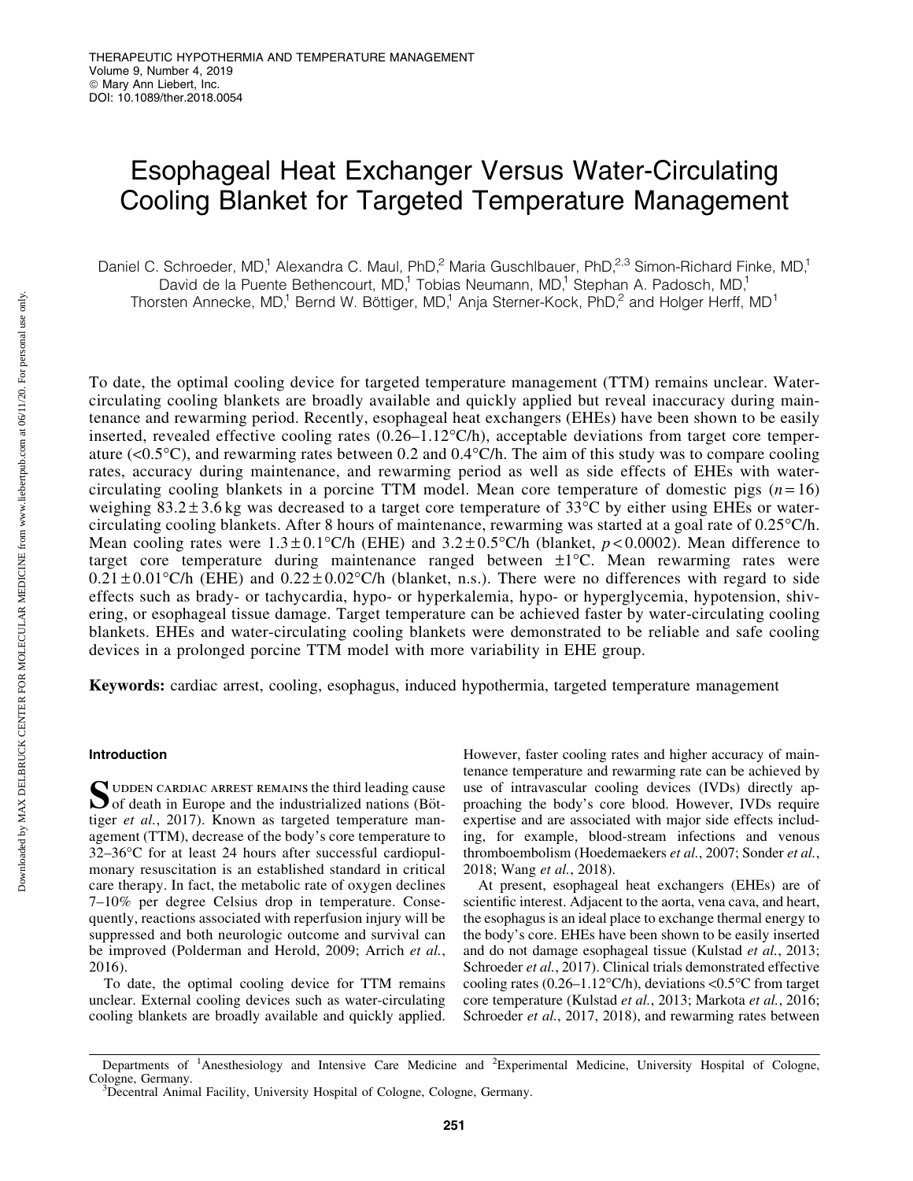# Esophageal Heat Exchanger Versus Water-Circulating Cooling Blanket for Targeted Temperature Management

Daniel C. Schroeder, MD,[1] Alexandra C. Maul, PhD,[2] Maria Guschlbauer, PhD,[2,3] Simon-Richard Finke, MD,[1] David de la Puente Bethencourt, MD,[1] Tobias Neumann, MD,[1] Stephan A. Padosch, MD,[1] Thorsten Annecke, MD,[1] Bernd W. Böttiger, MD,[1] Anja Sterner-Kock, PhD,[2] and Holger Herff, MD[1]

To date, the optimal cooling device for targeted temperature management (TTM) remains unclear. Water-circulating cooling blankets are broadly available and quickly applied but reveal inaccuracy during maintenance and rewarming period. Recently, esophageal heat exchangers (EHEs) have been shown to be easily inserted, revealed effective cooling rates (0.26–1.12°C/h), acceptable deviations from target core temperature (<0.5°C), and rewarming rates between 0.2 and 0.4°C/h. The aim of this study was to compare cooling rates, accuracy during maintenance, and rewarming period as well as side effects of EHEs with water-circulating cooling blankets in a porcine TTM model. Mean core temperature of domestic pigs ($n = 16$) weighing $83.2 \pm 3.6$ kg was decreased to a target core temperature of 33°C by either using EHEs or water-circulating cooling blankets. After 8 hours of maintenance, rewarming was started at a goal rate of 0.25°C/h. Mean cooling rates were $1.3 \pm 0.1$°C/h (EHE) and $3.2 \pm 0.5$°C/h (blanket, $p < 0.0002$). Mean difference to target core temperature during maintenance ranged between ±1°C. Mean rewarming rates were $0.21 \pm 0.01$°C/h (EHE) and $0.22 \pm 0.02$°C/h (blanket, n.s.). There were no differences with regard to side effects such as brady- or tachycardia, hypo- or hyperkalemia, hypo- or hyperglycemia, hypotension, shivering, or esophageal tissue damage. Target temperature can be achieved faster by water-circulating cooling blankets. EHEs and water-circulating cooling blankets were demonstrated to be reliable and safe cooling devices in a prolonged porcine TTM model with more variability in EHE group.

**Keywords:** cardiac arrest, cooling, esophagus, induced hypothermia, targeted temperature management

## Introduction

Sudden cardiac arrest remains the third leading cause of death in Europe and the industrialized nations (Böttiger *et al.*, 2017). Known as targeted temperature management (TTM), decrease of the body's core temperature to 32–36°C for at least 24 hours after successful cardiopulmonary resuscitation is an established standard in critical care therapy. In fact, the metabolic rate of oxygen declines 7–10% per degree Celsius drop in temperature. Consequently, reactions associated with reperfusion injury will be suppressed and both neurologic outcome and survival can be improved (Polderman and Herold, 2009; Arrich *et al.*, 2016).

To date, the optimal cooling device for TTM remains unclear. External cooling devices such as water-circulating cooling blankets are broadly available and quickly applied. However, faster cooling rates and higher accuracy of maintenance temperature and rewarming rate can be achieved by use of intravascular cooling devices (IVDs) directly approaching the body's core blood. However, IVDs require expertise and are associated with major side effects including, for example, blood-stream infections and venous thromboembolism (Hoedemaekers *et al.*, 2007; Sonder *et al.*, 2018; Wang *et al.*, 2018).

At present, esophageal heat exchangers (EHEs) are of scientific interest. Adjacent to the aorta, vena cava, and heart, the esophagus is an ideal place to exchange thermal energy to the body's core. EHEs have been shown to be easily inserted and do not damage esophageal tissue (Kulstad *et al.*, 2013; Schroeder *et al.*, 2017). Clinical trials demonstrated effective cooling rates (0.26–1.12°C/h), deviations <0.5°C from target core temperature (Kulstad *et al.*, 2013; Markota *et al.*, 2016; Schroeder *et al.*, 2017, 2018), and rewarming rates between

Departments of [1]Anesthesiology and Intensive Care Medicine and [2]Experimental Medicine, University Hospital of Cologne, Cologne, Germany.
[3]Decentral Animal Facility, University Hospital of Cologne, Cologne, Germany.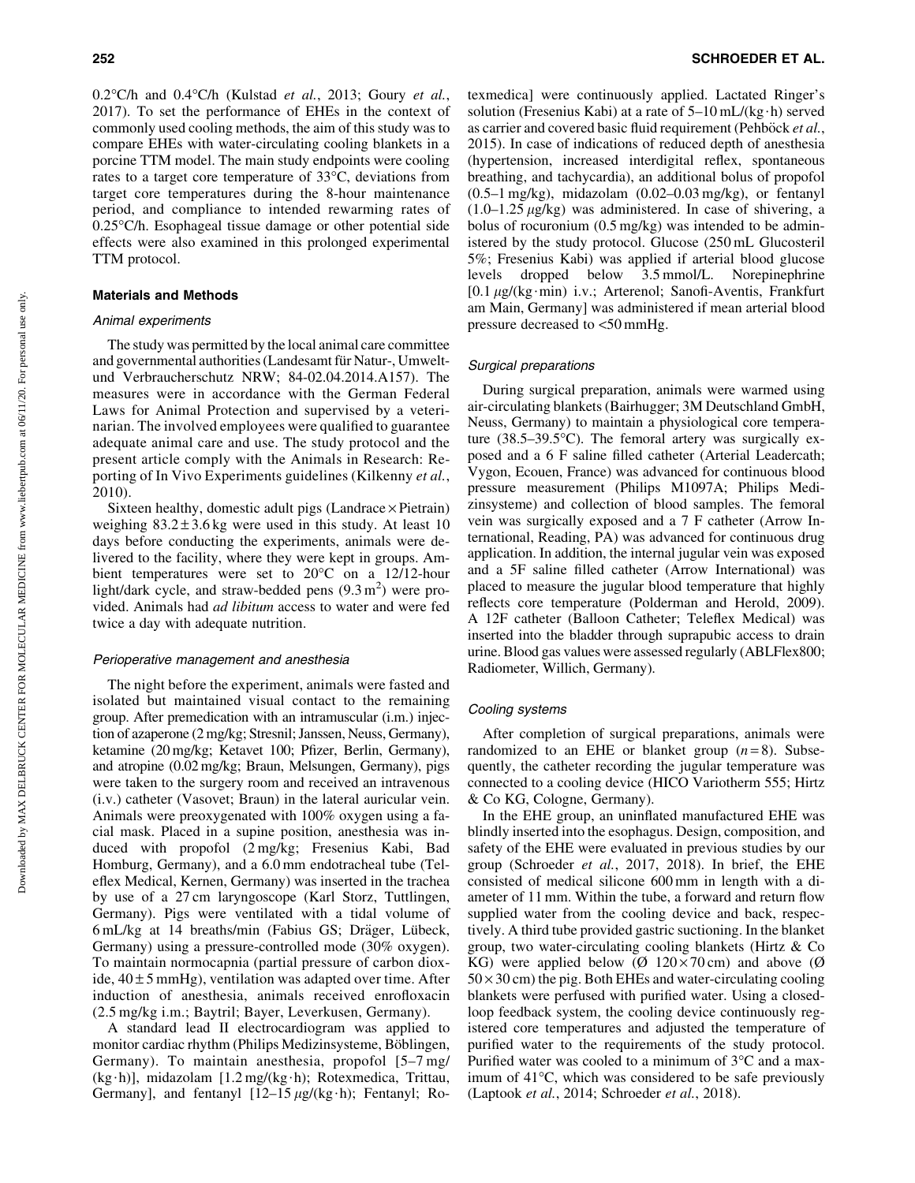0.2°C/h and 0.4°C/h (Kulstad *et al.*, 2013; Goury *et al.*, 2017). To set the performance of EHEs in the context of commonly used cooling methods, the aim of this study was to compare EHEs with water-circulating cooling blankets in a porcine TTM model. The main study endpoints were cooling rates to a target core temperature of 33°C, deviations from target core temperatures during the 8-hour maintenance period, and compliance to intended rewarming rates of 0.25°C/h. Esophageal tissue damage or other potential side effects were also examined in this prolonged experimental TTM protocol.

## Materials and Methods

### Animal experiments

The study was permitted by the local animal care committee and governmental authorities (Landesamt für Natur-, Umwelt- und Verbraucherschutz NRW; 84-02.04.2014.A157). The measures were in accordance with the German Federal Laws for Animal Protection and supervised by a veterinarian. The involved employees were qualified to guarantee adequate animal care and use. The study protocol and the present article comply with the Animals in Research: Reporting of In Vivo Experiments guidelines (Kilkenny *et al.*, 2010).

Sixteen healthy, domestic adult pigs (Landrace × Pietrain) weighing $83.2 \pm 3.6$ kg were used in this study. At least 10 days before conducting the experiments, animals were delivered to the facility, where they were kept in groups. Ambient temperatures were set to 20°C on a 12/12-hour light/dark cycle, and straw-bedded pens (9.3 $m^2$) were provided. Animals had *ad libitum* access to water and were fed twice a day with adequate nutrition.

### Perioperative management and anesthesia

The night before the experiment, animals were fasted and isolated but maintained visual contact to the remaining group. After premedication with an intramuscular (i.m.) injection of azaperone (2 mg/kg; Stresnil; Janssen, Neuss, Germany), ketamine (20 mg/kg; Ketavet 100; Pfizer, Berlin, Germany), and atropine (0.02 mg/kg; Braun, Melsungen, Germany), pigs were taken to the surgery room and received an intravenous (i.v.) catheter (Vasovet; Braun) in the lateral auricular vein. Animals were preoxygenated with 100% oxygen using a facial mask. Placed in a supine position, anesthesia was induced with propofol (2 mg/kg; Fresenius Kabi, Bad Homburg, Germany), and a 6.0 mm endotracheal tube (Teleflex Medical, Kernen, Germany) was inserted in the trachea by use of a 27 cm laryngoscope (Karl Storz, Tuttlingen, Germany). Pigs were ventilated with a tidal volume of 6 mL/kg at 14 breaths/min (Fabius GS; Dräger, Lübeck, Germany) using a pressure-controlled mode (30% oxygen). To maintain normocapnia (partial pressure of carbon dioxide, $40 \pm 5$ mmHg), ventilation was adapted over time. After induction of anesthesia, animals received enrofloxacin (2.5 mg/kg i.m.; Baytril; Bayer, Leverkusen, Germany).

A standard lead II electrocardiogram was applied to monitor cardiac rhythm (Philips Medizinsysteme, Böblingen, Germany). To maintain anesthesia, propofol [5–7 mg/(kg·h)], midazolam [1.2 mg/(kg·h); Rotexmedica, Trittau, Germany], and fentanyl [12–15 $\mu$g/(kg·h); Fentanyl; Rotexmedica] were continuously applied. Lactated Ringer's solution (Fresenius Kabi) at a rate of 5–10 mL/(kg·h) served as carrier and covered basic fluid requirement (Pehböck *et al.*, 2015). In case of indications of reduced depth of anesthesia (hypertension, increased interdigital reflex, spontaneous breathing, and tachycardia), an additional bolus of propofol (0.5–1 mg/kg), midazolam (0.02–0.03 mg/kg), or fentanyl (1.0–1.25 $\mu$g/kg) was administered. In case of shivering, a bolus of rocuronium (0.5 mg/kg) was intended to be administered by the study protocol. Glucose (250 mL Glucosteril 5%; Fresenius Kabi) was applied if arterial blood glucose levels dropped below 3.5 mmol/L. Norepinephrine [0.1 $\mu$g/(kg·min) i.v.; Arterenol; Sanofi-Aventis, Frankfurt am Main, Germany] was administered if mean arterial blood pressure decreased to <50 mmHg.

### Surgical preparations

During surgical preparation, animals were warmed using air-circulating blankets (Bairhugger; 3M Deutschland GmbH, Neuss, Germany) to maintain a physiological core temperature (38.5–39.5°C). The femoral artery was surgically exposed and a 6 F saline filled catheter (Arterial Leadercath; Vygon, Ecouen, France) was advanced for continuous blood pressure measurement (Philips M1097A; Philips Medizinsysteme) and collection of blood samples. The femoral vein was surgically exposed and a 7 F catheter (Arrow International, Reading, PA) was advanced for continuous drug application. In addition, the internal jugular vein was exposed and a 5F saline filled catheter (Arrow International) was placed to measure the jugular blood temperature that highly reflects core temperature (Polderman and Herold, 2009). A 12F catheter (Balloon Catheter; Teleflex Medical) was inserted into the bladder through suprapubic access to drain urine. Blood gas values were assessed regularly (ABLFlex800; Radiometer, Willich, Germany).

### Cooling systems

After completion of surgical preparations, animals were randomized to an EHE or blanket group ($n = 8$). Subsequently, the catheter recording the jugular temperature was connected to a cooling device (HICO Variotherm 555; Hirtz & Co KG, Cologne, Germany).

In the EHE group, an uninflated manufactured EHE was blindly inserted into the esophagus. Design, composition, and safety of the EHE were evaluated in previous studies by our group (Schroeder *et al.*, 2017, 2018). In brief, the EHE consisted of medical silicone 600 mm in length with a diameter of 11 mm. Within the tube, a forward and return flow supplied water from the cooling device and back, respectively. A third tube provided gastric suctioning. In the blanket group, two water-circulating cooling blankets (Hirtz & Co KG) were applied below (Ø 120 × 70 cm) and above (Ø 50 × 30 cm) the pig. Both EHEs and water-circulating cooling blankets were perfused with purified water. Using a closed-loop feedback system, the cooling device continuously registered core temperatures and adjusted the temperature of purified water to the requirements of the study protocol. Purified water was cooled to a minimum of 3°C and a maximum of 41°C, which was considered to be safe previously (Laptook *et al.*, 2014; Schroeder *et al.*, 2018).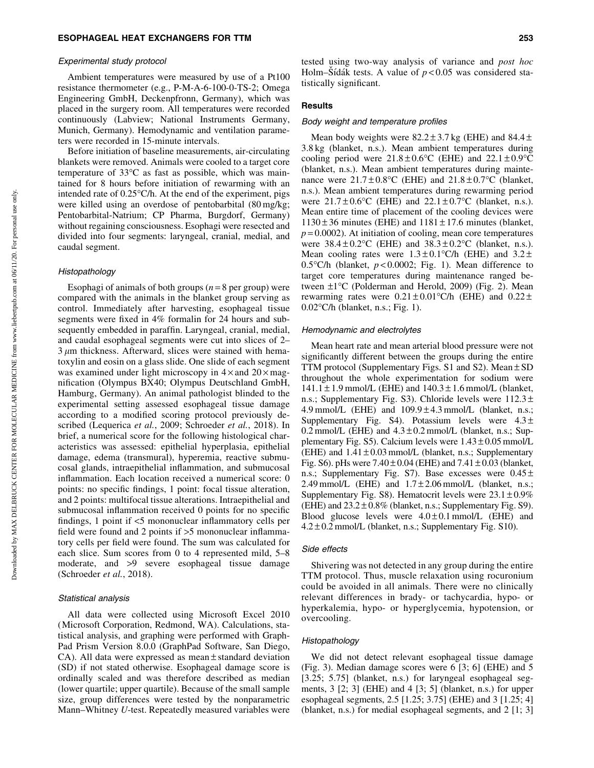### *Experimental study protocol*

Ambient temperatures were measured by use of a Pt100 resistance thermometer (e.g., P-M-A-6-100-0-TS-2; Omega Engineering GmbH, Deckenpfronn, Germany), which was placed in the surgery room. All temperatures were recorded continuously (Labview; National Instruments Germany, Munich, Germany). Hemodynamic and ventilation parameters were recorded in 15-minute intervals.

Before initiation of baseline measurements, air-circulating blankets were removed. Animals were cooled to a target core temperature of 33°C as fast as possible, which was maintained for 8 hours before initiation of rewarming with an intended rate of 0.25°C/h. At the end of the experiment, pigs were killed using an overdose of pentobarbital (80 mg/kg; Pentobarbital-Natrium; CP Pharma, Burgdorf, Germany) without regaining consciousness. Esophagi were resected and divided into four segments: laryngeal, cranial, medial, and caudal segment.

### *Histopathology*

Esophagi of animals of both groups ($n = 8$ per group) were compared with the animals in the blanket group serving as control. Immediately after harvesting, esophageal tissue segments were fixed in 4% formalin for 24 hours and subsequently embedded in paraffin. Laryngeal, cranial, medial, and caudal esophageal segments were cut into slices of 2–3 $\mu$m thickness. Afterward, slices were stained with hematoxylin and eosin on a glass slide. One slide of each segment was examined under light microscopy in 4× and 20× magnification (Olympus BX40; Olympus Deutschland GmbH, Hamburg, Germany). An animal pathologist blinded to the experimental setting assessed esophageal tissue damage according to a modified scoring protocol previously described (Lequerica *et al.*, 2009; Schroeder *et al.*, 2018). In brief, a numerical score for the following histological characteristics was assessed: epithelial hyperplasia, epithelial damage, edema (transmural), hyperemia, reactive submucosal glands, intraepithelial inflammation, and submucosal inflammation. Each location received a numerical score: 0 points: no specific findings, 1 point: focal tissue alteration, and 2 points: multifocal tissue alterations. Intraepithelial and submucosal inflammation received 0 points for no specific findings, 1 point if <5 mononuclear inflammatory cells per field were found and 2 points if >5 mononuclear inflammatory cells per field were found. The sum was calculated for each slice. Sum scores from 0 to 4 represented mild, 5–8 moderate, and >9 severe esophageal tissue damage (Schroeder *et al.*, 2018).

### *Statistical analysis*

All data were collected using Microsoft Excel 2010 (Microsoft Corporation, Redmond, WA). Calculations, statistical analysis, and graphing were performed with GraphPad Prism Version 8.0.0 (GraphPad Software, San Diego, CA). All data were expressed as mean ± standard deviation (SD) if not stated otherwise. Esophageal damage score is ordinally scaled and was therefore described as median (lower quartile; upper quartile). Because of the small sample size, group differences were tested by the nonparametric Mann–Whitney *U*-test. Repeatedly measured variables were tested using two-way analysis of variance and *post hoc* Holm–Šídák tests. A value of $p < 0.05$ was considered statistically significant.

## Results

### *Body weight and temperature profiles*

Mean body weights were 82.2 ± 3.7 kg (EHE) and 84.4 ± 3.8 kg (blanket, n.s.). Mean ambient temperatures during cooling period were 21.8 ± 0.6°C (EHE) and 22.1 ± 0.9°C (blanket, n.s.). Mean ambient temperatures during maintenance were 21.7 ± 0.8°C (EHE) and 21.8 ± 0.7°C (blanket, n.s.). Mean ambient temperatures during rewarming period were 21.7 ± 0.6°C (EHE) and 22.1 ± 0.7°C (blanket, n.s.). Mean entire time of placement of the cooling devices were 1130 ± 36 minutes (EHE) and 1181 ± 17.6 minutes (blanket, $p = 0.0002$). At initiation of cooling, mean core temperatures were 38.4 ± 0.2°C (EHE) and 38.3 ± 0.2°C (blanket, n.s.). Mean cooling rates were 1.3 ± 0.1°C/h (EHE) and 3.2 ± 0.5°C/h (blanket, $p < 0.0002$; Fig. 1). Mean difference to target core temperatures during maintenance ranged between ±1°C (Polderman and Herold, 2009) (Fig. 2). Mean rewarming rates were 0.21 ± 0.01°C/h (EHE) and 0.22 ± 0.02°C/h (blanket, n.s.; Fig. 1).

### *Hemodynamic and electrolytes*

Mean heart rate and mean arterial blood pressure were not significantly different between the groups during the entire TTM protocol (Supplementary Figs. S1 and S2). Mean ± SD throughout the whole experimentation for sodium were 141.1 ± 1.9 mmol/L (EHE) and 140.3 ± 1.6 mmol/L (blanket, n.s.; Supplementary Fig. S3). Chloride levels were 112.3 ± 4.9 mmol/L (EHE) and 109.9 ± 4.3 mmol/L (blanket, n.s.; Supplementary Fig. S4). Potassium levels were 4.3 ± 0.2 mmol/L (EHE) and 4.3 ± 0.2 mmol/L (blanket, n.s.; Supplementary Fig. S5). Calcium levels were 1.43 ± 0.05 mmol/L (EHE) and 1.41 ± 0.03 mmol/L (blanket, n.s.; Supplementary Fig. S6). pHs were 7.40 ± 0.04 (EHE) and 7.41 ± 0.03 (blanket, n.s.; Supplementary Fig. S7). Base excesses were 0.45 ± 2.49 mmol/L (EHE) and 1.7 ± 2.06 mmol/L (blanket, n.s.; Supplementary Fig. S8). Hematocrit levels were 23.1 ± 0.9% (EHE) and 23.2 ± 0.8% (blanket, n.s.; Supplementary Fig. S9). Blood glucose levels were 4.0 ± 0.1 mmol/L (EHE) and 4.2 ± 0.2 mmol/L (blanket, n.s.; Supplementary Fig. S10).

### *Side effects*

Shivering was not detected in any group during the entire TTM protocol. Thus, muscle relaxation using rocuronium could be avoided in all animals. There were no clinically relevant differences in brady- or tachycardia, hypo- or hyperkalemia, hypo- or hyperglycemia, hypotension, or overcooling.

### *Histopathology*

We did not detect relevant esophageal tissue damage (Fig. 3). Median damage scores were 6 [3; 6] (EHE) and 5 [3.25; 5.75] (blanket, n.s.) for laryngeal esophageal segments, 3 [2; 3] (EHE) and 4 [3; 5] (blanket, n.s.) for upper esophageal segments, 2.5 [1.25; 3.75] (EHE) and 3 [1.25; 4] (blanket, n.s.) for medial esophageal segments, and 2 [1; 3]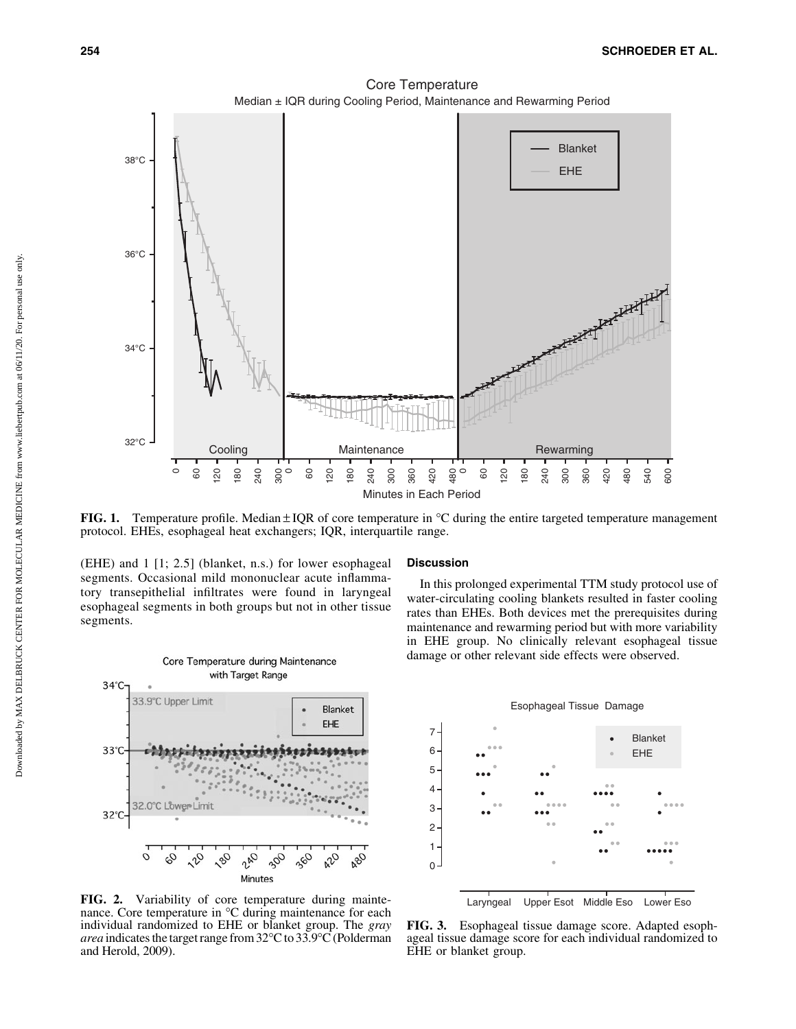FIG. 1. Temperature profile. Median ± IQR of core temperature in °C during the entire targeted temperature management protocol. EHEs, esophageal heat exchangers; IQR, interquartile range.

(EHE) and 1 [1; 2.5] (blanket, n.s.) for lower esophageal segments. Occasional mild mononuclear acute inflammatory transepithelial infiltrates were found in laryngeal esophageal segments in both groups but not in other tissue segments.

FIG. 2. Variability of core temperature during maintenance. Core temperature in °C during maintenance for each individual randomized to EHE or blanket group. The *gray area* indicates the target range from 32°C to 33.9°C (Polderman and Herold, 2009).

## Discussion

In this prolonged experimental TTM study protocol use of water-circulating cooling blankets resulted in faster cooling rates than EHEs. Both devices met the prerequisites during maintenance and rewarming period but with more variability in EHE group. No clinically relevant esophageal tissue damage or other relevant side effects were observed.

FIG. 3. Esophageal tissue damage score. Adapted esophageal tissue damage score for each individual randomized to EHE or blanket group.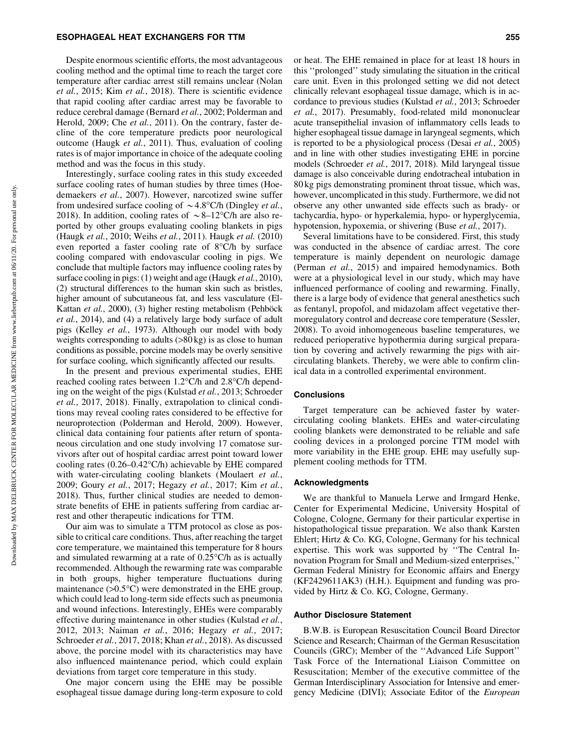Despite enormous scientific efforts, the most advantageous cooling method and the optimal time to reach the target core temperature after cardiac arrest still remains unclear (Nolan *et al.*, 2015; Kim *et al.*, 2018). There is scientific evidence that rapid cooling after cardiac arrest may be favorable to reduce cerebral damage (Bernard *et al.*, 2002; Polderman and Herold, 2009; Che *et al.*, 2011). On the contrary, faster decline of the core temperature predicts poor neurological outcome (Haugk *et al.*, 2011). Thus, evaluation of cooling rates is of major importance in choice of the adequate cooling method and was the focus in this study.

Interestingly, surface cooling rates in this study exceeded surface cooling rates of human studies by three times (Hoedemaekers *et al.*, 2007). However, narcotized swine suffer from undesired surface cooling of ~4.8°C/h (Dingley *et al.*, 2018). In addition, cooling rates of ~8–12°C/h are also reported by other groups evaluating cooling blankets in pigs (Haugk *et al.*, 2010; Weihs *et al.*, 2011). Haugk *et al.* (2010) even reported a faster cooling rate of 8°C/h by surface cooling compared with endovascular cooling in pigs. We conclude that multiple factors may influence cooling rates by surface cooling in pigs: (1) weight and age (Haugk *et al.*, 2010), (2) structural differences to the human skin such as bristles, higher amount of subcutaneous fat, and less vasculature (El-Kattan *et al.*, 2000), (3) higher resting metabolism (Pehböck *et al.*, 2014), and (4) a relatively large body surface of adult pigs (Kelley *et al.*, 1973). Although our model with body weights corresponding to adults (>80 kg) is as close to human conditions as possible, porcine models may be overly sensitive for surface cooling, which significantly affected our results.

In the present and previous experimental studies, EHE reached cooling rates between 1.2°C/h and 2.8°C/h depending on the weight of the pigs (Kulstad *et al.*, 2013; Schroeder *et al.*, 2017, 2018). Finally, extrapolation to clinical conditions may reveal cooling rates considered to be effective for neuroprotection (Polderman and Herold, 2009). However, clinical data containing four patients after return of spontaneous circulation and one study involving 17 comatose survivors after out of hospital cardiac arrest point toward lower cooling rates (0.26–0.42°C/h) achievable by EHE compared with water-circulating cooling blankets (Moulaert *et al.*, 2009; Goury *et al.*, 2017; Hegazy *et al.*, 2017; Kim *et al.*, 2018). Thus, further clinical studies are needed to demonstrate benefits of EHE in patients suffering from cardiac arrest and other therapeutic indications for TTM.

Our aim was to simulate a TTM protocol as close as possible to critical care conditions. Thus, after reaching the target core temperature, we maintained this temperature for 8 hours and simulated rewarming at a rate of 0.25°C/h as is actually recommended. Although the rewarming rate was comparable in both groups, higher temperature fluctuations during maintenance (>0.5°C) were demonstrated in the EHE group, which could lead to long-term side effects such as pneumonia and wound infections. Interestingly, EHEs were comparably effective during maintenance in other studies (Kulstad *et al.*, 2012, 2013; Naiman *et al.*, 2016; Hegazy *et al.*, 2017; Schroeder *et al.*, 2017, 2018; Khan *et al.*, 2018). As discussed above, the porcine model with its characteristics may have also influenced maintenance period, which could explain deviations from target core temperature in this study.

One major concern using the EHE may be possible esophageal tissue damage during long-term exposure to cold or heat. The EHE remained in place for at least 18 hours in this ''prolonged'' study simulating the situation in the critical care unit. Even in this prolonged setting we did not detect clinically relevant esophageal tissue damage, which is in accordance to previous studies (Kulstad *et al.*, 2013; Schroeder *et al.*, 2017). Presumably, food-related mild mononuclear acute transepithelial invasion of inflammatory cells leads to higher esophageal tissue damage in laryngeal segments, which is reported to be a physiological process (Desai *et al.*, 2005) and in line with other studies investigating EHE in porcine models (Schroeder *et al.*, 2017, 2018). Mild laryngeal tissue damage is also conceivable during endotracheal intubation in 80 kg pigs demonstrating prominent throat tissue, which was, however, uncomplicated in this study. Furthermore, we did not observe any other unwanted side effects such as brady- or tachycardia, hypo- or hyperkalemia, hypo- or hyperglycemia, hypotension, hypoxemia, or shivering (Buse *et al.*, 2017).

Several limitations have to be considered. First, this study was conducted in the absence of cardiac arrest. The core temperature is mainly dependent on neurologic damage (Perman *et al.*, 2015) and impaired hemodynamics. Both were at a physiological level in our study, which may have influenced performance of cooling and rewarming. Finally, there is a large body of evidence that general anesthetics such as fentanyl, propofol, and midazolam affect vegetative thermoregulatory control and decrease core temperature (Sessler, 2008). To avoid inhomogeneous baseline temperatures, we reduced perioperative hypothermia during surgical preparation by covering and actively rewarming the pigs with air-circulating blankets. Thereby, we were able to confirm clinical data in a controlled experimental environment.

## Conclusions

Target temperature can be achieved faster by water-circulating cooling blankets. EHEs and water-circulating cooling blankets were demonstrated to be reliable and safe cooling devices in a prolonged porcine TTM model with more variability in the EHE group. EHE may usefully supplement cooling methods for TTM.

## Acknowledgments

We are thankful to Manuela Lerwe and Irmgard Henke, Center for Experimental Medicine, University Hospital of Cologne, Cologne, Germany for their particular expertise in histopathological tissue preparation. We also thank Karsten Ehlert; Hirtz & Co. KG, Cologne, Germany for his technical expertise. This work was supported by ''The Central Innovation Program for Small and Medium-sized enterprises,'' German Federal Ministry for Economic affairs and Energy (KF2429611AK3) (H.H.). Equipment and funding was provided by Hirtz & Co. KG, Cologne, Germany.

## Author Disclosure Statement

B.W.B. is European Resuscitation Council Board Director Science and Research; Chairman of the German Resuscitation Councils (GRC); Member of the ''Advanced Life Support'' Task Force of the International Liaison Committee on Resuscitation; Member of the executive committee of the German Interdisciplinary Association for Intensive and emergency Medicine (DIVI); Associate Editor of the *European*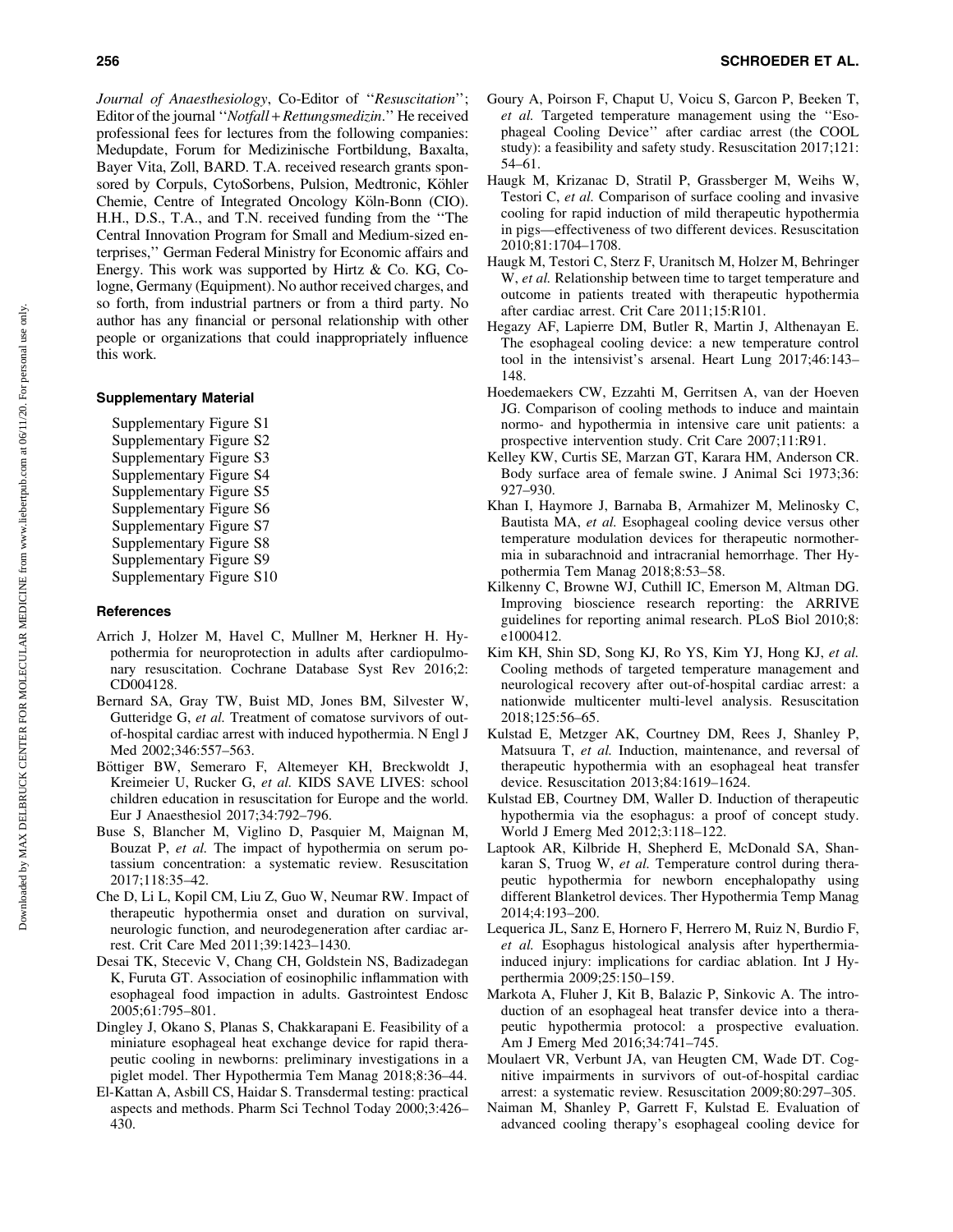*Journal of Anaesthesiology*, Co-Editor of ''*Resuscitation*''; Editor of the journal ''*Notfall + Rettungsmedizin*.'' He received professional fees for lectures from the following companies: Medupdate, Forum for Medizinische Fortbildung, Baxalta, Bayer Vita, Zoll, BARD. T.A. received research grants sponsored by Corpuls, CytoSorbens, Pulsion, Medtronic, Köhler Chemie, Centre of Integrated Oncology Köln-Bonn (CIO). H.H., D.S., T.A., and T.N. received funding from the ''The Central Innovation Program for Small and Medium-sized enterprises,'' German Federal Ministry for Economic affairs and Energy. This work was supported by Hirtz & Co. KG, Cologne, Germany (Equipment). No author received charges, and so forth, from industrial partners or from a third party. No author has any financial or personal relationship with other people or organizations that could inappropriately influence this work.

### Supplementary Material

Supplementary Figure S1
Supplementary Figure S2
Supplementary Figure S3
Supplementary Figure S4
Supplementary Figure S5
Supplementary Figure S6
Supplementary Figure S7
Supplementary Figure S8
Supplementary Figure S9
Supplementary Figure S10

### References

Arrich J, Holzer M, Havel C, Mullner M, Herkner H. Hypothermia for neuroprotection in adults after cardiopulmonary resuscitation. Cochrane Database Syst Rev 2016;2: CD004128.

Bernard SA, Gray TW, Buist MD, Jones BM, Silvester W, Gutteridge G, *et al.* Treatment of comatose survivors of out-of-hospital cardiac arrest with induced hypothermia. N Engl J Med 2002;346:557–563.

Böttiger BW, Semeraro F, Altemeyer KH, Breckwoldt J, Kreimeier U, Rucker G, *et al.* KIDS SAVE LIVES: school children education in resuscitation for Europe and the world. Eur J Anaesthesiol 2017;34:792–796.

Buse S, Blancher M, Viglino D, Pasquier M, Maignan M, Bouzat P, *et al.* The impact of hypothermia on serum potassium concentration: a systematic review. Resuscitation 2017;118:35–42.

Che D, Li L, Kopil CM, Liu Z, Guo W, Neumar RW. Impact of therapeutic hypothermia onset and duration on survival, neurologic function, and neurodegeneration after cardiac arrest. Crit Care Med 2011;39:1423–1430.

Desai TK, Stecevic V, Chang CH, Goldstein NS, Badizadegan K, Furuta GT. Association of eosinophilic inflammation with esophageal food impaction in adults. Gastrointest Endosc 2005;61:795–801.

Dingley J, Okano S, Planas S, Chakkarapani E. Feasibility of a miniature esophageal heat exchange device for rapid therapeutic cooling in newborns: preliminary investigations in a piglet model. Ther Hypothermia Tem Manag 2018;8:36–44.

El-Kattan A, Asbill CS, Haidar S. Transdermal testing: practical aspects and methods. Pharm Sci Technol Today 2000;3:426–430.

Goury A, Poirson F, Chaput U, Voicu S, Garcon P, Beeken T, *et al.* Targeted temperature management using the ''Esophageal Cooling Device'' after cardiac arrest (the COOL study): a feasibility and safety study. Resuscitation 2017;121: 54–61.

Haugk M, Krizanac D, Stratil P, Grassberger M, Weihs W, Testori C, *et al.* Comparison of surface cooling and invasive cooling for rapid induction of mild therapeutic hypothermia in pigs—effectiveness of two different devices. Resuscitation 2010;81:1704–1708.

Haugk M, Testori C, Sterz F, Uranitsch M, Holzer M, Behringer W, *et al.* Relationship between time to target temperature and outcome in patients treated with therapeutic hypothermia after cardiac arrest. Crit Care 2011;15:R101.

Hegazy AF, Lapierre DM, Butler R, Martin J, Althenayan E. The esophageal cooling device: a new temperature control tool in the intensivist's arsenal. Heart Lung 2017;46:143–148.

Hoedemaekers CW, Ezzahti M, Gerritsen A, van der Hoeven JG. Comparison of cooling methods to induce and maintain normo- and hypothermia in intensive care unit patients: a prospective intervention study. Crit Care 2007;11:R91.

Kelley KW, Curtis SE, Marzan GT, Karara HM, Anderson CR. Body surface area of female swine. J Animal Sci 1973;36: 927–930.

Khan I, Haymore J, Barnaba B, Armahizer M, Melinosky C, Bautista MA, *et al.* Esophageal cooling device versus other temperature modulation devices for therapeutic normothermia in subarachnoid and intracranial hemorrhage. Ther Hypothermia Tem Manag 2018;8:53–58.

Kilkenny C, Browne WJ, Cuthill IC, Emerson M, Altman DG. Improving bioscience research reporting: the ARRIVE guidelines for reporting animal research. PLoS Biol 2010;8: e1000412.

Kim KH, Shin SD, Song KJ, Ro YS, Kim YJ, Hong KJ, *et al.* Cooling methods of targeted temperature management and neurological recovery after out-of-hospital cardiac arrest: a nationwide multicenter multi-level analysis. Resuscitation 2018;125:56–65.

Kulstad E, Metzger AK, Courtney DM, Rees J, Shanley P, Matsuura T, *et al.* Induction, maintenance, and reversal of therapeutic hypothermia with an esophageal heat transfer device. Resuscitation 2013;84:1619–1624.

Kulstad EB, Courtney DM, Waller D. Induction of therapeutic hypothermia via the esophagus: a proof of concept study. World J Emerg Med 2012;3:118–122.

Laptook AR, Kilbride H, Shepherd E, McDonald SA, Shankaran S, Truog W, *et al.* Temperature control during therapeutic hypothermia for newborn encephalopathy using different Blanketrol devices. Ther Hypothermia Temp Manag 2014;4:193–200.

Lequerica JL, Sanz E, Hornero F, Herrero M, Ruiz N, Burdio F, *et al.* Esophagus histological analysis after hyperthermia-induced injury: implications for cardiac ablation. Int J Hyperthermia 2009;25:150–159.

Markota A, Fluher J, Kit B, Balazic P, Sinkovic A. The introduction of an esophageal heat transfer device into a therapeutic hypothermia protocol: a prospective evaluation. Am J Emerg Med 2016;34:741–745.

Moulaert VR, Verbunt JA, van Heugten CM, Wade DT. Cognitive impairments in survivors of out-of-hospital cardiac arrest: a systematic review. Resuscitation 2009;80:297–305.

Naiman M, Shanley P, Garrett F, Kulstad E. Evaluation of advanced cooling therapy's esophageal cooling device for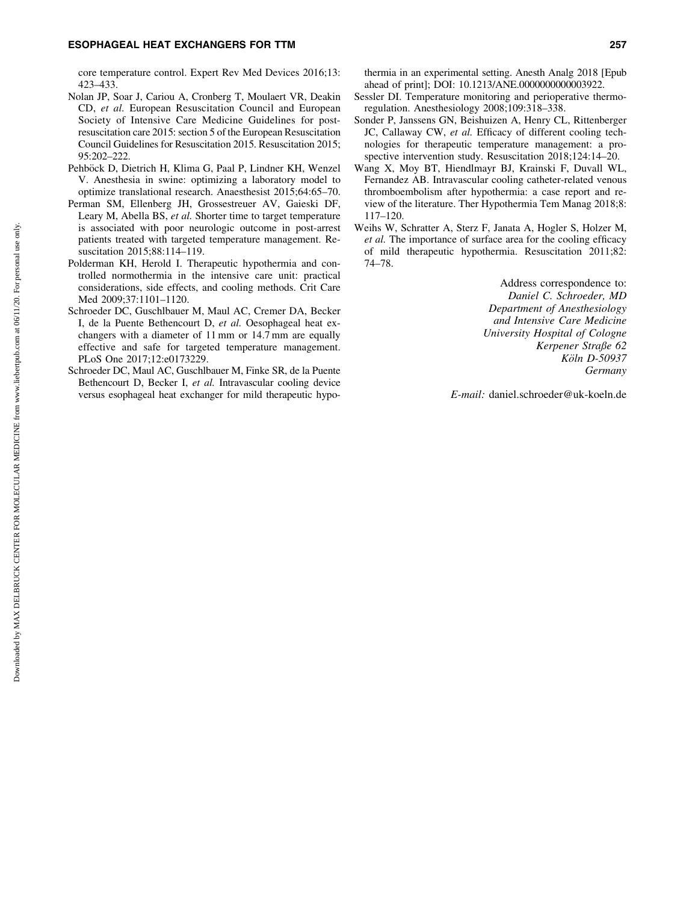core temperature control. Expert Rev Med Devices 2016;13: 423–433.

Nolan JP, Soar J, Cariou A, Cronberg T, Moulaert VR, Deakin CD, *et al.* European Resuscitation Council and European Society of Intensive Care Medicine Guidelines for post-resuscitation care 2015: section 5 of the European Resuscitation Council Guidelines for Resuscitation 2015. Resuscitation 2015; 95:202–222.

Pehböck D, Dietrich H, Klima G, Paal P, Lindner KH, Wenzel V. Anesthesia in swine: optimizing a laboratory model to optimize translational research. Anaesthesist 2015;64:65–70.

Perman SM, Ellenberg JH, Grossestreuer AV, Gaieski DF, Leary M, Abella BS, *et al.* Shorter time to target temperature is associated with poor neurologic outcome in post-arrest patients treated with targeted temperature management. Resuscitation 2015;88:114–119.

Polderman KH, Herold I. Therapeutic hypothermia and controlled normothermia in the intensive care unit: practical considerations, side effects, and cooling methods. Crit Care Med 2009;37:1101–1120.

Schroeder DC, Guschlbauer M, Maul AC, Cremer DA, Becker I, de la Puente Bethencourt D, *et al.* Oesophageal heat exchangers with a diameter of 11 mm or 14.7 mm are equally effective and safe for targeted temperature management. PLoS One 2017;12:e0173229.

Schroeder DC, Maul AC, Guschlbauer M, Finke SR, de la Puente Bethencourt D, Becker I, *et al.* Intravascular cooling device versus esophageal heat exchanger for mild therapeutic hypothermia in an experimental setting. Anesth Analg 2018 [Epub ahead of print]; DOI: 10.1213/ANE.0000000000003922.

Sessler DI. Temperature monitoring and perioperative thermoregulation. Anesthesiology 2008;109:318–338.

Sonder P, Janssens GN, Beishuizen A, Henry CL, Rittenberger JC, Callaway CW, *et al.* Efficacy of different cooling technologies for therapeutic temperature management: a prospective intervention study. Resuscitation 2018;124:14–20.

Wang X, Moy BT, Hiendlmayr BJ, Krainski F, Duvall WL, Fernandez AB. Intravascular cooling catheter-related venous thromboembolism after hypothermia: a case report and review of the literature. Ther Hypothermia Tem Manag 2018;8: 117–120.

Weihs W, Schratter A, Sterz F, Janata A, Hogler S, Holzer M, *et al.* The importance of surface area for the cooling efficacy of mild therapeutic hypothermia. Resuscitation 2011;82: 74–78.

Address correspondence to:
*Daniel C. Schroeder, MD*
*Department of Anesthesiology*
*and Intensive Care Medicine*
*University Hospital of Cologne*
*Kerpener Straße 62*
*Köln D-50937*
*Germany*

*E-mail:* daniel.schroeder@uk-koeln.de